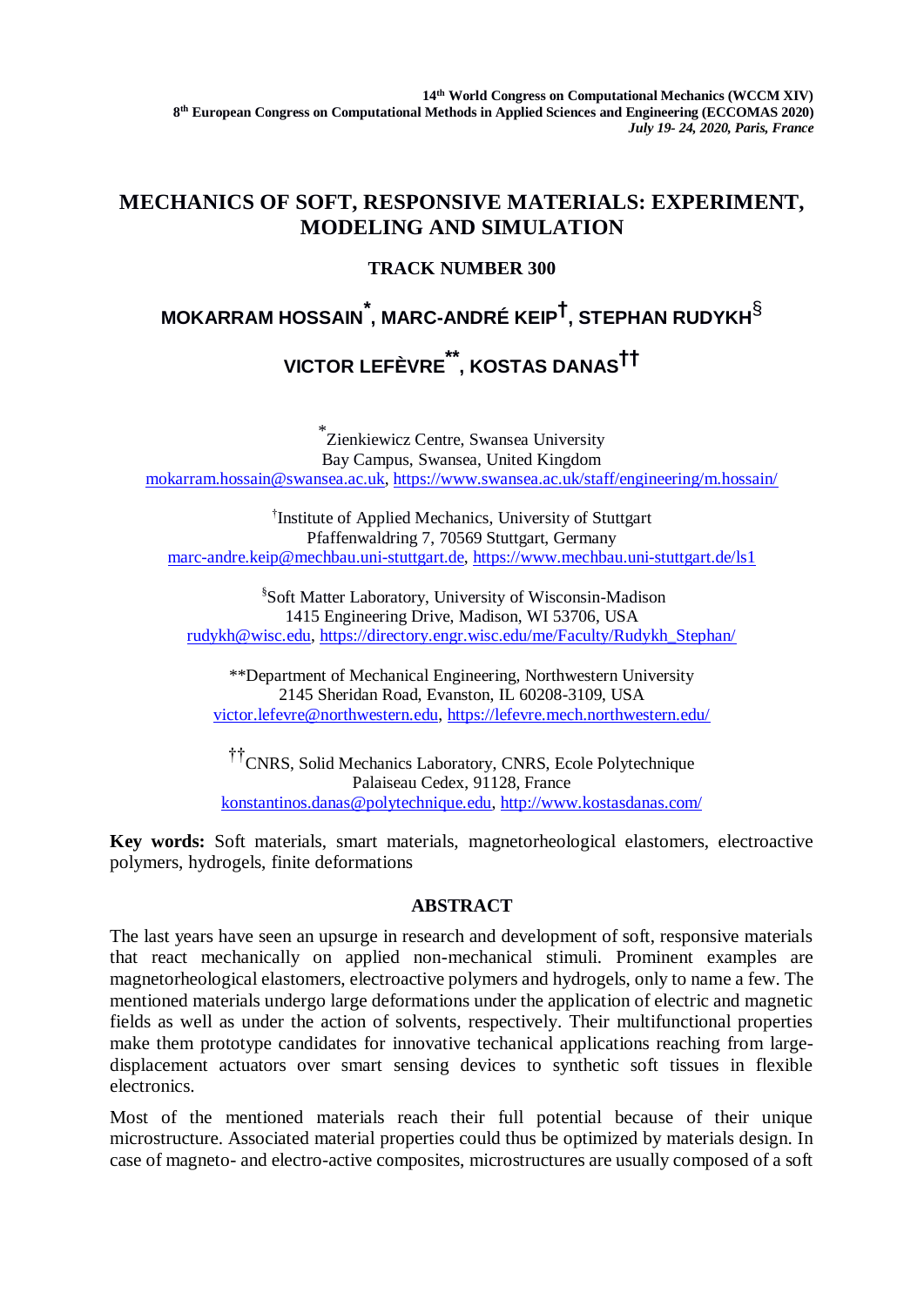**14th World Congress on Computational Mechanics (WCCM XIV)**
**8th European Congress on Computational Methods in Applied Sciences and Engineering (ECCOMAS 2020)**
***July 19- 24, 2020, Paris, France***

# MECHANICS OF SOFT, RESPONSIVE MATERIALS: EXPERIMENT, MODELING AND SIMULATION

## TRACK NUMBER 300

**MOKARRAM HOSSAIN[*], MARC-ANDRÉ KEIP[†], STEPHAN RUDYKH[§]**

**VICTOR LEFÈVRE[**], KOSTAS DANAS[††]**

[*] Zienkiewicz Centre, Swansea University
Bay Campus, Swansea, United Kingdom
mokarram.hossain@swansea.ac.uk, https://www.swansea.ac.uk/staff/engineering/m.hossain/

[†] Institute of Applied Mechanics, University of Stuttgart
Pfaffenwaldring 7, 70569 Stuttgart, Germany
marc-andre.keip@mechbau.uni-stuttgart.de, https://www.mechbau.uni-stuttgart.de/ls1

[§] Soft Matter Laboratory, University of Wisconsin-Madison
1415 Engineering Drive, Madison, WI 53706, USA
rudykh@wisc.edu, https://directory.engr.wisc.edu/me/Faculty/Rudykh_Stephan/

[**] Department of Mechanical Engineering, Northwestern University
2145 Sheridan Road, Evanston, IL 60208-3109, USA
victor.lefevre@northwestern.edu, https://lefevre.mech.northwestern.edu/

[††] CNRS, Solid Mechanics Laboratory, CNRS, Ecole Polytechnique
Palaiseau Cedex, 91128, France
konstantinos.danas@polytechnique.edu, http://www.kostasdanas.com/

**Key words:** Soft materials, smart materials, magnetorheological elastomers, electroactive polymers, hydrogels, finite deformations

## ABSTRACT

The last years have seen an upsurge in research and development of soft, responsive materials that react mechanically on applied non-mechanical stimuli. Prominent examples are magnetorheological elastomers, electroactive polymers and hydrogels, only to name a few. The mentioned materials undergo large deformations under the application of electric and magnetic fields as well as under the action of solvents, respectively. Their multifunctional properties make them prototype candidates for innovative techanical applications reaching from large-displacement actuators over smart sensing devices to synthetic soft tissues in flexible electronics.

Most of the mentioned materials reach their full potential because of their unique microstructure. Associated material properties could thus be optimized by materials design. In case of magneto- and electro-active composites, microstructures are usually composed of a soft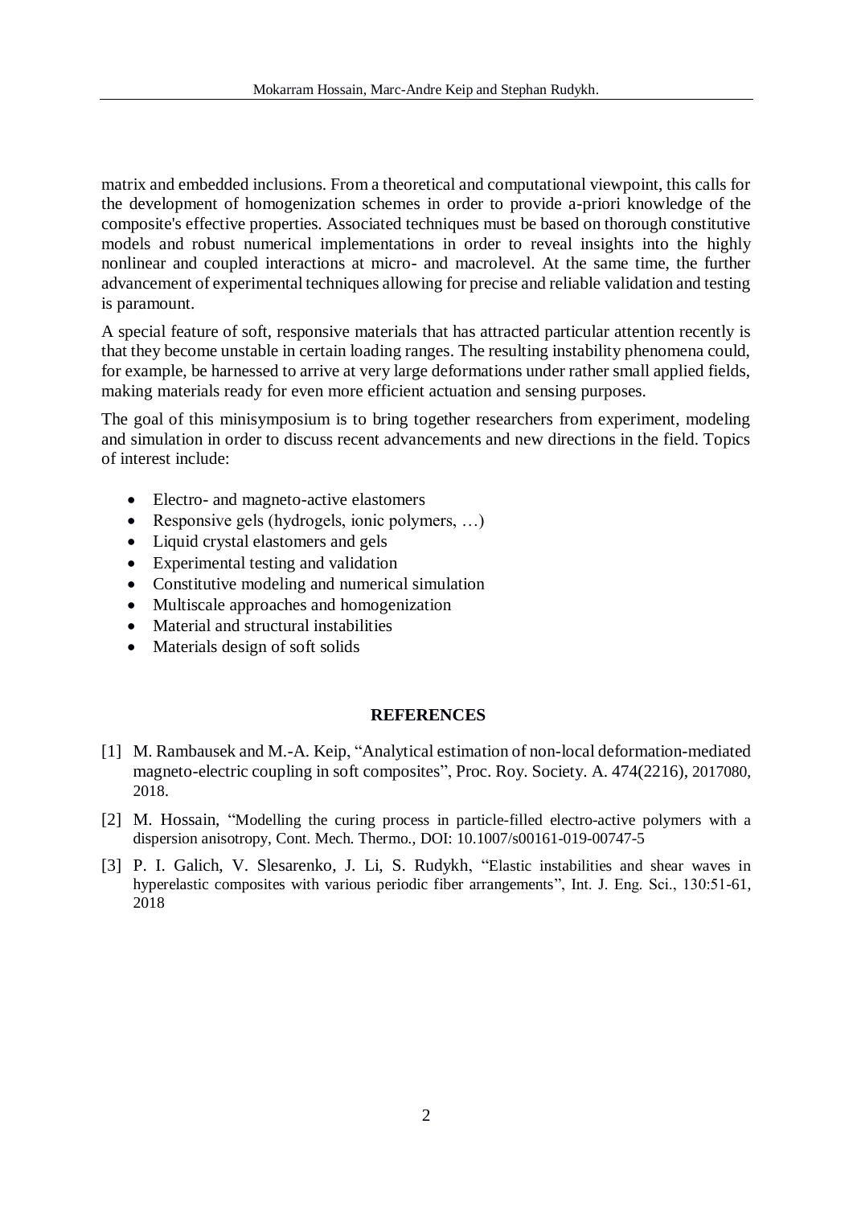matrix and embedded inclusions. From a theoretical and computational viewpoint, this calls for the development of homogenization schemes in order to provide a-priori knowledge of the composite's effective properties. Associated techniques must be based on thorough constitutive models and robust numerical implementations in order to reveal insights into the highly nonlinear and coupled interactions at micro- and macrolevel. At the same time, the further advancement of experimental techniques allowing for precise and reliable validation and testing is paramount.

A special feature of soft, responsive materials that has attracted particular attention recently is that they become unstable in certain loading ranges. The resulting instability phenomena could, for example, be harnessed to arrive at very large deformations under rather small applied fields, making materials ready for even more efficient actuation and sensing purposes.

The goal of this minisymposium is to bring together researchers from experiment, modeling and simulation in order to discuss recent advancements and new directions in the field. Topics of interest include:

- Electro- and magneto-active elastomers
- Responsive gels (hydrogels, ionic polymers, …)
- Liquid crystal elastomers and gels
- Experimental testing and validation
- Constitutive modeling and numerical simulation
- Multiscale approaches and homogenization
- Material and structural instabilities
- Materials design of soft solids

## REFERENCES

[1] M. Rambausek and M.-A. Keip, “Analytical estimation of non-local deformation-mediated magneto-electric coupling in soft composites”, Proc. Roy. Society. A. 474(2216), 2017080, 2018.

[2] M. Hossain, “Modelling the curing process in particle-filled electro-active polymers with a dispersion anisotropy, Cont. Mech. Thermo., DOI: 10.1007/s00161-019-00747-5

[3] P. I. Galich, V. Slesarenko, J. Li, S. Rudykh, “Elastic instabilities and shear waves in hyperelastic composites with various periodic fiber arrangements”, Int. J. Eng. Sci., 130:51-61, 2018